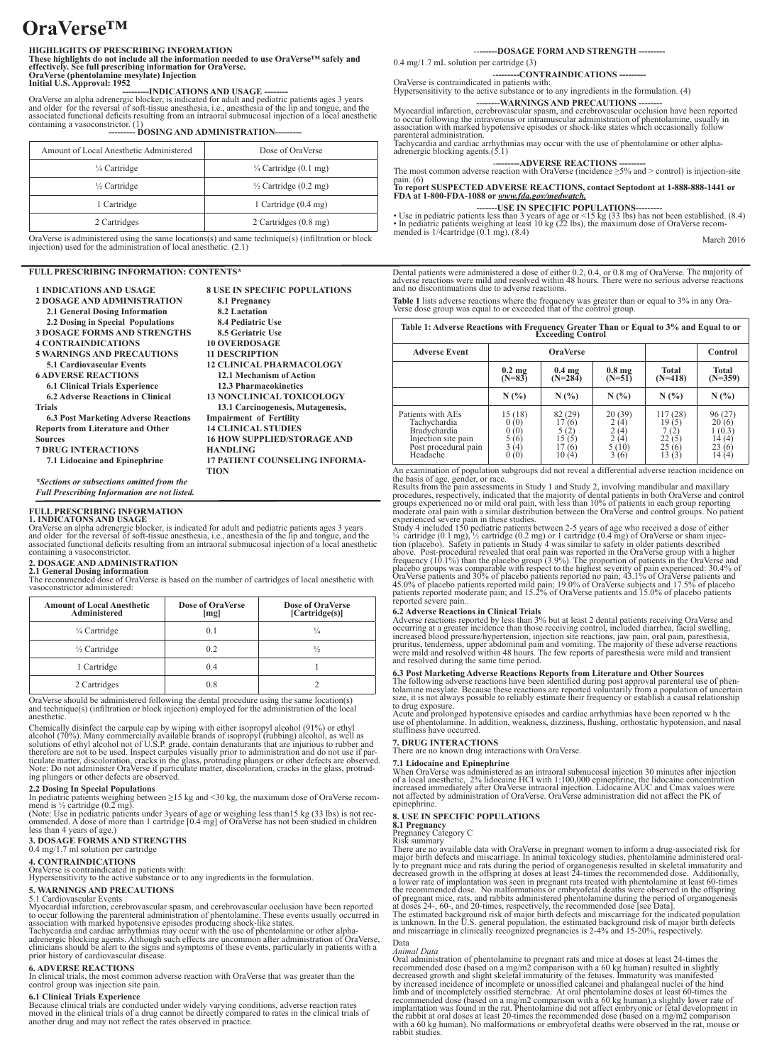# OraVerse™

**HIGHLIGHTS OF PRESCRIBING INFORMATION**
**These highlights do not include all the information needed to use OraVerse™ safely and effectively. See full prescribing information for OraVerse.**
**OraVerse (phentolamine mesylate) Injection**
**Initial U.S. Approval: 1952**

**---------INDICATIONS AND USAGE --------**

OraVerse an alpha adrenergic blocker, is indicated for adult and pediatric patients ages 3 years and older for the reversal of soft-tissue anesthesia, i.e., anesthesia of the lip and tongue, and the associated functional deficits resulting from an intraoral submucosal injection of a local anesthetic containing a vasoconstrictor. (1)

**--------- DOSING AND ADMINISTRATION---------**

| Amount of Local Anesthetic Administered | Dose of OraVerse |
|---|---|
| ¼ Cartridge | ¼ Cartridge (0.1 mg) |
| ½ Cartridge | ½ Cartridge (0.2 mg) |
| 1 Cartridge | 1 Cartridge (0.4 mg) |
| 2 Cartridges | 2 Cartridges (0.8 mg) |

OraVerse is administered using the same locations(s) and same technique(s) (infiltration or block injection) used for the administration of local anesthetic. (2.1)

**---------DOSAGE FORM AND STRENGTH ---------**

0.4 mg/1.7 mL solution per cartridge (3)

**---------CONTRAINDICATIONS ---------**

OraVerse is contraindicated in patients with:
Hypersensitivity to the active substance or to any ingredients in the formulation. (4)

**---------WARNINGS AND PRECAUTIONS --------**

Myocardial infarction, cerebrovascular spasm, and cerebrovascular occlusion have been reported to occur following the intravenous or intramuscular administration of phentolamine, usually in association with marked hypotensive episodes or shock-like states which occasionally follow parenteral administration.
Tachycardia and cardiac arrhythmias may occur with the use of phentolamine or other alpha-adrenergic blocking agents.(5.1)

**---------ADVERSE REACTIONS ---------**

The most common adverse reaction with OraVerse (incidence ≥5% and > control) is injection-site pain. (6)
**To report SUSPECTED ADVERSE REACTIONS, contact Septodont at 1-888-888-1441 or FDA at 1-800-FDA-1088 or *www.fda.gov/medwatch.***

**-------USE IN SPECIFIC POPULATIONS---------**

- Use in pediatric patients less than 3 years of age or <15 kg (33 lbs) has not been established. (8.4)
- In pediatric patients weighing at least 10 kg (22 lbs), the maximum dose of OraVerse recommended is 1/4cartridge (0.1 mg). (8.4)

March 2016

**FULL PRESCRIBING INFORMATION: CONTENTS***

**1 INDICATIONS AND USAGE**
**2 DOSAGE AND ADMINISTRATION**
**2.1 General Dosing Information**
**2.2 Dosing in Special Populations**
**3 DOSAGE FORMS AND STRENGTHS**
**4 CONTRAINDICATIONS**
**5 WARNINGS AND PRECAUTIONS**
**5.1 Cardiovascular Events**
**6 ADVERSE REACTIONS**
**6.1 Clinical Trials Experience**
**6.2 Adverse Reactions in Clinical Trials**
**6.3 Post Marketing Adverse Reactions Reports from Literature and Other Sources**
**7 DRUG INTERACTIONS**
**7.1 Lidocaine and Epinephrine**
**8 USE IN SPECIFIC POPULATIONS**
**8.1 Pregnancy**
**8.2 Lactation**
**8.4 Pediatric Use**
**8.5 Geriatric Use**
**10 OVERDOSAGE**
**11 DESCRIPTION**
**12 CLINICAL PHARMACOLOGY**
**12.1 Mechanism of Action**
**12.3 Pharmacokinetics**
**13 NONCLINICAL TOXICOLOGY**
**13.1 Carcinogenesis, Mutagenesis, Impairment of Fertility**
**14 CLINICAL STUDIES**
**16 HOW SUPPLIED/STORAGE AND HANDLING**
**17 PATIENT COUNSELING INFORMATION**

*\*Sections or subsections omitted from the Full Prescribing Information are not listed.*

## FULL PRESCRIBING INFORMATION

### 1. INDICATONS AND USAGE

OraVerse an alpha adrenergic blocker, is indicated for adult and pediatric patients ages 3 years and older for the reversal of soft-tissue anesthesia, i.e., anesthesia of the lip and tongue, and the associated functional deficits resulting from an intraoral submucosal injection of a local anesthetic containing a vasoconstrictor.

### 2. DOSAGE AND ADMINISTRATION

#### 2.1 General Dosing information

The recommended dose of OraVerse is based on the number of cartridges of local anesthetic with vasoconstrictor administered:

| Amount of Local Anesthetic Administered | Dose of OraVerse [mg] | Dose of OraVerse [Cartridge(s)] |
|---|---|---|
| ¼ Cartridge | 0.1 | ¼ |
| ½ Cartridge | 0.2 | ½ |
| 1 Cartridge | 0.4 | 1 |
| 2 Cartridges | 0.8 | 2 |

OraVerse should be administered following the dental procedure using the same location(s) and technique(s) (infiltration or block injection) employed for the administration of the local anesthetic.

Chemically disinfect the carpule cap by wiping with either isopropyl alcohol (91%) or ethyl alcohol (70%). Many commercially available brands of isopropyl (rubbing) alcohol, as well as solutions of ethyl alcohol not of U.S.P. grade, contain denaturants that are injurious to rubber and therefore are not to be used. Inspect carpules visually prior to administration and do not use if particulate matter, discoloration, cracks in the glass, protruding plungers or other defects are observed.
Note: Do not administer OraVerse if particulate matter, discoloration, cracks in the glass, protruding plungers or other defects are observed.

#### 2.2 Dosing In Special Populations

In pediatric patients weighing between ≥15 kg and <30 kg, the maximum dose of OraVerse recommend is ½ cartridge (0.2 mg).
(Note: Use in pediatric patients under 3years of age or weighing less than15 kg (33 lbs) is not recommended. A dose of more than 1 cartridge [0.4 mg] of OraVerse has not been studied in children less than 4 years of age.)

### 3. DOSAGE FORMS AND STRENGTHS

0.4 mg/1.7 ml solution per cartridge

### 4. CONTRAINDICATIONS

OraVerse is contraindicated in patients with:
Hypersensitivity to the active substance or to any ingredients in the formulation.

### 5. WARNINGS AND PRECAUTIONS

5.1 Cardiovascular Events

Myocardial infarction, cerebrovascular spasm, and cerebrovascular occlusion have been reported to occur following the parenteral administration of phentolamine. These events usually occurred in association with marked hypotensive episodes producing shock-like states.
Tachycardia and cardiac arrhythmias may occur with the use of phentolamine or other alpha-adrenergic blocking agents. Although such effects are uncommon after administration of OraVerse, clinicians should be alert to the signs and symptoms of these events, particularly in patients with a prior history of cardiovascular disease.

### 6. ADVERSE REACTIONS

In clinical trials, the most common adverse reaction with OraVerse that was greater than the control group was injection site pain.

#### 6.1 Clinical Trials Experience

Because clinical trials are conducted under widely varying conditions, adverse reaction rates moved in the clinical trials of a drug cannot be directly compared to rates in the clinical trials of another drug and may not reflect the rates observed in practice.

Dental patients were administered a dose of either 0.2, 0.4, or 0.8 mg of OraVerse. The majority of adverse reactions were mild and resolved within 48 hours. There were no serious adverse reactions and no discontinuations due to adverse reactions.

**Table 1** lists adverse reactions where the frequency was greater than or equal to 3% in any OraVerse dose group was equal to or exceeded that of the control group.

**Table 1: Adverse Reactions with Frequency Greater Than or Equal to 3% and Equal to or Exceeding Control**

| Adverse Event | OraVerse | | | | Control |
|---|---|---|---|---|---|
| | 0.2 mg (N=83) | 0.4 mg (N=284) | 0.8 mg (N=51) | Total (N=418) | Total (N=359) |
| | N (%) | N (%) | N (%) | N (%) | N (%) |
| Patients with AEs | 15 (18) | 82 (29) | 20 (39) | 117 (28) | 96 (27) |
| Tachycardia | 0 (0) | 17 (6) | 2 (4) | 19 (5) | 20 (6) |
| Bradycardia | 0 (0) | 5 (2) | 2 (4) | 7 (2) | 1 (0.3) |
| Injection site pain | 5 (6) | 15 (5) | 2 (4) | 22 (5) | 14 (4) |
| Post procedural pain | 3 (4) | 17 (6) | 5 (10) | 25 (6) | 23 (6) |
| Headache | 0 (0) | 10 (4) | 3 (6) | 13 (3) | 14 (4) |

An examination of population subgroups did not reveal a differential adverse reaction incidence on the basis of age, gender, or race.
Results from the pain assessments in Study 1 and Study 2, involving mandibular and maxillary procedures, respectively, indicated that the majority of dental patients in both OraVerse and control groups experienced no or mild oral pain, with less than 10% of patients in each group reporting moderate oral pain with a similar distribution between the OraVerse and control groups. No patient experienced severe pain in these studies.
Study 4 included 150 pediatric patients between 2-5 years of age who received a dose of either ¼ cartridge (0.1 mg), ½ cartridge (0.2 mg) or 1 cartridge (0.4 mg) of OraVerse or sham injection (placebo). Safety in patients in Study 4 was similar to safety in older patients described above. Post-procedural revealed that oral pain was reported in the OraVerse group with a higher frequency (10.1%) than the placebo group (3.9%). The proportion of patients in the OraVerse and placebo groups was comparable with respect to the highest severity of pain experienced: 30.4% of OraVerse patients and 30% of placebo patients reported no pain; 43.1% of OraVerse patients and 45.0% of placebo patients reported mild pain; 19.0% of OraVerse subjects and 17.5% of placebo patients reported moderate pain; and 15.2% of OraVerse patients and 15.0% of placebo patients reported severe pain..

#### 6.2 Adverse Reactions in Clinical Trials

Adverse reactions reported by less than 3% but at least 2 dental patients receiving OraVerse and occurring at a greater incidence than those receiving control, included diarrhea, facial swelling, increased blood pressure/hypertension, injection site reactions, jaw pain, oral pain, paresthesia, pruritus, tenderness, upper abdominal pain and vomiting. The majority of these adverse reactions were mild and resolved within 48 hours. The few reports of paresthesia were mild and transient and resolved during the same time period.

#### 6.3 Post Marketing Adverse Reactions Reports from Literature and Other Sources

The following adverse reactions have been identified during post approval parenteral use of phentolamine mesylate. Because these reactions are reported voluntarily from a population of uncertain size, it is not always possible to reliably estimate their frequency or establish a causal relationship to drug exposure.
Acute and prolonged hypotensive episodes and cardiac arrhythmias have been reported w h the use of phentolamine. In addition, weakness, dizziness, flushing, orthostatic hypotension, and nasal stuffiness have occurred.

### 7. DRUG INTERACTIONS

There are no known drug interactions with OraVerse.

#### 7.1 Lidocaine and Epinephrine

When OraVerse was administered as an intraoral submucosal injection 30 minutes after injection of a local anesthetic, 2% lidocaine HCl with 1:100,000 epinephrine, the lidocaine concentration increased immediately after OraVerse intraoral injection. Lidocaine AUC and Cmax values were not affected by administration of OraVerse. OraVerse administration did not affect the PK of epinephrine.

### 8. USE IN SPECIFIC POPULATIONS

#### 8.1 Pregnancy

Pregnancy Category C

Risk summary

There are no available data with OraVerse in pregnant women to inform a drug-associated risk for major birth defects and miscarriage. In animal toxicology studies, phentolamine administered orally to pregnant mice and rats during the period of organogenesis resulted in skeletal immaturity and decreased growth in the offspring at doses at least 24-times the recommended dose. Additionally, a lower rate of implantation was seen in pregnant rats treated with phentolamine at least 60-times the recommended dose. No malformations or embryofetal deaths were observed in the offspring of pregnant mice, rats, and rabbits administered phentolamine during the period of organogenesis at doses 24-, 60-, and 20-times, respectively, the recommended dose [see Data].
The estimated background risk of major birth defects and miscarriage for the indicated population is unknown. In the U.S. general population, the estimated background risk of major birth defects and miscarriage in clinically recognized pregnancies is 2-4% and 15-20%, respectively.

Data

*Animal Data*

Oral administration of phentolamine to pregnant rats and mice at doses at least 24-times the recommended dose (based on a mg/m2 comparison with a 60 kg human) resulted in slightly decreased growth and slight skeletal immaturity of the fetuses. Immaturity was manifested by increased incidence of incomplete or unossified calcanei and phalangeal nuclei of the hind limb and of incompletely ossified sternebrae. At oral phentolamine doses at least 60-times the recommended dose (based on a mg/m2 comparison with a 60 kg human),a slightly lower rate of implantation was found in the rat. Phentolamine did not affect embryonic or fetal development in the rabbit at oral doses at least 20-times the recommended dose (based on a mg/m2 comparison with a 60 kg human). No malformations or embryofetal deaths were observed in the rat, mouse or rabbit studies.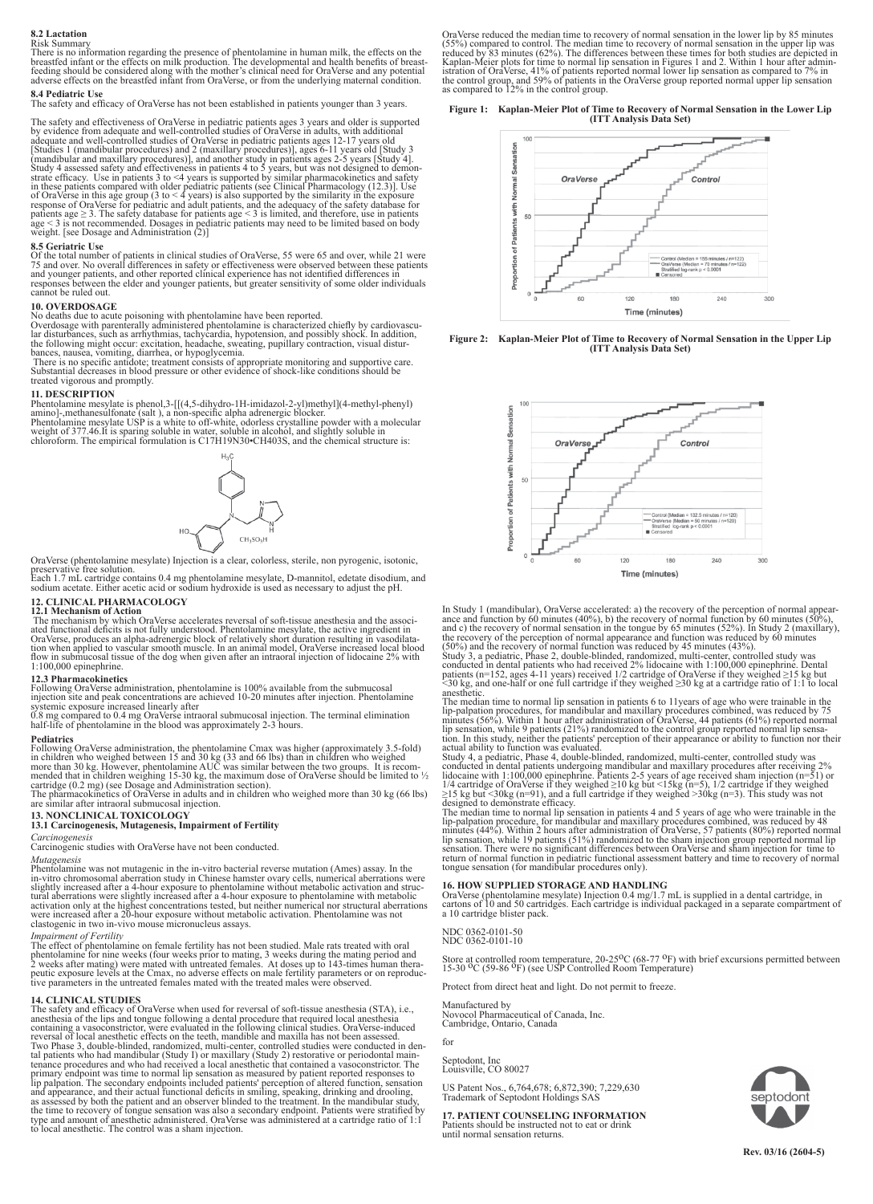### 8.2 Lactation

Risk Summary

There is no information regarding the presence of phentolamine in human milk, the effects on the breastfed infant or the effects on milk production. The developmental and health benefits of breastfeeding should be considered along with the mother's clinical need for OraVerse and any potential adverse effects on the breastfed infant from OraVerse, or from the underlying maternal condition.

### 8.4 Pediatric Use

The safety and efficacy of OraVerse has not been established in patients younger than 3 years.

The safety and effectiveness of OraVerse in pediatric patients ages 3 years and older is supported by evidence from adequate and well-controlled studies of OraVerse in adults, with additional adequate and well-controlled studies of OraVerse in pediatric patients ages 12-17 years old [Studies 1 (mandibular procedures) and 2 (maxillary procedures)], ages 6-11 years old [Study 3 (mandibular and maxillary procedures)], and another study in patients ages 2-5 years [Study 4]. Study 4 assessed safety and effectiveness in patients 4 to 5 years, but was not designed to demonstrate efficacy. Use in patients 3 to <4 years is supported by similar pharmacokinetics and safety in these patients compared with older pediatric patients (see Clinical Pharmacology (12.3)]. Use of OraVerse in this age group (3 to < 4 years) is also supported by the similarity in the exposure response of OraVerse for pediatric and adult patients, and the adequacy of the safety database for patients age ≥ 3. The safety database for patients age < 3 is limited, and therefore, use in patients age < 3 is not recommended. Dosages in pediatric patients may need to be limited based on body weight. [see Dosage and Administration (2)]

### 8.5 Geriatric Use

Of the total number of patients in clinical studies of OraVerse, 55 were 65 and over, while 21 were 75 and over. No overall differences in safety or effectiveness were observed between these patients and younger patients, and other reported clinical experience has not identified differences in responses between the elder and younger patients, but greater sensitivity of some older individuals cannot be ruled out.

## 10. OVERDOSAGE

No deaths due to acute poisoning with phentolamine have been reported.

Overdosage with parenterally administered phentolamine is characterized chiefly by cardiovascular disturbances, such as arrhythmias, tachycardia, hypotension, and possibly shock. In addition, the following might occur: excitation, headache, sweating, pupillary contraction, visual disturbances, nausea, vomiting, diarrhea, or hypoglycemia.

There is no specific antidote; treatment consists of appropriate monitoring and supportive care. Substantial decreases in blood pressure or other evidence of shock-like conditions should be treated vigorous and promptly.

## 11. DESCRIPTION

Phentolamine mesylate is phenol,3-[[(4,5-dihydro-1H-imidazol-2-yl)methyl](4-methyl-phenyl) amino]-,methanesulfonate (salt ), a non-specific alpha adrenergic blocker.

Phentolamine mesylate USP is a white to off-white, odorless crystalline powder with a molecular weight of 377.46.It is sparing soluble in water, soluble in alcohol, and slightly soluble in chloroform. The empirical formulation is C17H19N30•CH403S, and the chemical structure is:

$H_3C$

HO

N

N

H

$CH_3SO_3H$

OraVerse (phentolamine mesylate) Injection is a clear, colorless, sterile, non pyrogenic, isotonic, preservative free solution.

Each 1.7 mL cartridge contains 0.4 mg phentolamine mesylate, D-mannitol, edetate disodium, and sodium acetate. Either acetic acid or sodium hydroxide is used as necessary to adjust the pH.

## 12. CLINICAL PHARMACOLOGY

### 12.1 Mechanism of Action

The mechanism by which OraVerse accelerates reversal of soft-tissue anesthesia and the associated functional deficits is not fully understood. Phentolamine mesylate, the active ingredient in OraVerse, produces an alpha-adrenergic block of relatively short duration resulting in vasodilatation when applied to vascular smooth muscle. In an animal model, OraVerse increased local blood flow in submucosal tissue of the dog when given after an intraoral injection of lidocaine 2% with 1:100,000 epinephrine.

### 12.3 Pharmacokinetics

Following OraVerse administration, phentolamine is 100% available from the submucosal injection site and peak concentrations are achieved 10-20 minutes after injection. Phentolamine systemic exposure increased linearly after

0.8 mg compared to 0.4 mg OraVerse intraoral submucosal injection. The terminal elimination half-life of phentolamine in the blood was approximately 2-3 hours.

**Pediatrics**

Following OraVerse administration, the phentolamine Cmax was higher (approximately 3.5-fold) in children who weighed between 15 and 30 kg (33 and 66 lbs) than in children who weighed more than 30 kg. However, phentolamine AUC was similar between the two groups. It is recommended that in children weighing 15-30 kg, the maximum dose of OraVerse should be limited to ½ cartridge (0.2 mg) (see Dosage and Administration section).

The pharmacokinetics of OraVerse in adults and in children who weighed more than 30 kg (66 lbs) are similar after intraoral submucosal injection.

## 13. NONCLINICAL TOXICOLOGY

### 13.1 Carcinogenesis, Mutagenesis, Impairment of Fertility

*Carcinogenesis*

Carcinogenic studies with OraVerse have not been conducted.

*Mutagenesis*

Phentolamine was not mutagenic in the in-vitro bacterial reverse mutation (Ames) assay. In the in-vitro chromosomal aberration study in Chinese hamster ovary cells, numerical aberrations were slightly increased after a 4-hour exposure to phentolamine without metabolic activation and structural aberrations were slightly increased after a 4-hour exposure to phentolamine with metabolic activation only at the highest concentrations tested, but neither numerical nor structural aberrations were increased after a 20-hour exposure without metabolic activation. Phentolamine was not clastogenic in two in-vivo mouse micronucleus assays.

*Impairment of Fertility*

The effect of phentolamine on female fertility has not been studied. Male rats treated with oral phentolamine for nine weeks (four weeks prior to mating, 3 weeks during the mating period and 2 weeks after mating) were mated with untreated females. At doses up to 143-times human therapeutic exposure levels at the Cmax, no adverse effects on male fertility parameters or on reproductive parameters in the untreated females mated with the treated males were observed.

## 14. CLINICAL STUDIES

The safety and efficacy of OraVerse when used for reversal of soft-tissue anesthesia (STA), i.e., anesthesia of the lips and tongue following a dental procedure that required local anesthesia containing a vasoconstrictor, were evaluated in the following clinical studies. OraVerse-induced reversal of local anesthetic effects on the teeth, mandible and maxilla has not been assessed.

Two Phase 3, double-blinded, randomized, multi-center, controlled studies were conducted in dental patients who had mandibular (Study 1) or maxillary (Study 2) restorative or periodontal maintenance procedures and who had received a local anesthetic that contained a vasoconstrictor. The primary endpoint was time to normal lip sensation as measured by patient reported responses to lip palpation. The secondary endpoints included patients' perception of altered function, sensation and appearance, and their actual functional deficits in smiling, speaking, drinking and drooling, as assessed by both the patient and an observer blinded to the treatment. In the mandibular study, the time to recovery of tongue sensation was also a secondary endpoint. Patients were stratified by type and amount of anesthetic administered. OraVerse was administered at a cartridge ratio of 1:1 to local anesthetic. The control was a sham injection.

OraVerse reduced the median time to recovery of normal sensation in the lower lip by 85 minutes (55%) compared to control. The median time to recovery of normal sensation in the upper lip was reduced by 83 minutes (62%). The differences between these times for both studies are depicted in Kaplan-Meier plots for time to normal lip sensation in Figures 1 and 2. Within 1 hour after administration of OraVerse, 41% of patients reported normal lower lip sensation as compared to 7% in the control group, and 59% of patients in the OraVerse group reported normal upper lip sensation as compared to 12% in the control group.

**Figure 1: Kaplan-Meier Plot of Time to Recovery of Normal Sensation in the Lower Lip (ITT Analysis Data Set)**

Proportion of Patients with Normal Sensation

100
50
0

OraVerse
Control

Control (Median = 155 minutes / n=122)
OraVerse (Median = 70 minutes / n=122)
Stratified log-rank p < 0.0001
Censored

0 60 120 180 240 300

Time (minutes)

**Figure 2: Kaplan-Meier Plot of Time to Recovery of Normal Sensation in the Upper Lip (ITT Analysis Data Set)**

Proportion of Patients with Normal Sensation

100
50
0

OraVerse
Control

Control (Median = 132.5 minutes / n=120)
OraVerse (Median = 50 minutes / n=120)
Stratified log-rank p < 0.0001
Censored

0 60 120 180 240 300

Time (minutes)

In Study 1 (mandibular), OraVerse accelerated: a) the recovery of the perception of normal appearance and function by 60 minutes (40%), b) the recovery of normal function by 60 minutes (50%), and c) the recovery of normal sensation in the tongue by 65 minutes (52%). In Study 2 (maxillary), the recovery of the perception of normal appearance and function was reduced by 60 minutes (50%) and the recovery of normal function was reduced by 45 minutes (43%).

Study 3, a pediatric, Phase 2, double-blinded, randomized, multi-center, controlled study was conducted in dental patients who had received 2% lidocaine with 1:100,000 epinephrine. Dental patients (n=152, ages 4-11 years) received 1/2 cartridge of OraVerse if they weighed ≥15 kg but <30 kg, and one-half or one full cartridge if they weighed ≥30 kg at a cartridge ratio of 1:1 to local anesthetic.

The median time to normal lip sensation in patients 6 to 11years of age who were trainable in the lip-palpation procedures, for mandibular and maxillary procedures combined, was reduced by 75 minutes (56%). Within 1 hour after administration of OraVerse, 44 patients (61%) reported normal lip sensation, while 9 patients (21%) randomized to the control group reported normal lip sensation. In this study, neither the patients' perception of their appearance or ability to function nor their actual ability to function was evaluated.

Study 4, a pediatric, Phase 4, double-blinded, randomized, multi-center, controlled study was conducted in dental patients undergoing mandibular and maxillary procedures after receiving 2% lidocaine with 1:100,000 epinephrine. Patients 2-5 years of age received sham injection (n=51) or 1/4 cartridge of OraVerse if they weighed ≥10 kg but <15kg (n=5), 1/2 cartridge if they weighed ≥15 kg but <30kg (n=91), and a full cartridge if they weighed >30kg (n=3). This study was not designed to demonstrate efficacy.

The median time to normal lip sensation in patients 4 and 5 years of age who were trainable in the lip-palpation procedure, for mandibular and maxillary procedures combined, was reduced by 48 minutes (44%). Within 2 hours after administration of OraVerse, 57 patients (80%) reported normal lip sensation, while 19 patients (51%) randomized to the sham injection group reported normal lip sensation. There were no significant differences between OraVerse and sham injection for time to return of normal function in pediatric functional assessment battery and time to recovery of normal tongue sensation (for mandibular procedures only).

## 16. HOW SUPPLIED STORAGE AND HANDLING

OraVerse (phentolamine mesylate) Injection 0.4 mg/1.7 mL is supplied in a dental cartridge, in cartons of 10 and 50 cartridges. Each cartridge is individual packaged in a separate compartment of a 10 cartridge blister pack.

NDC 0362-0101-50
NDC 0362-0101-10

Store at controlled room temperature, 20-25°C (68-77 °F) with brief excursions permitted between 15-30 °C (59-86 °F) (see USP Controlled Room Temperature)

Protect from direct heat and light. Do not permit to freeze.

Manufactured by
Novocol Pharmaceutical of Canada, Inc.
Cambridge, Ontario, Canada

for

Septodont, Inc
Louisville, CO 80027

US Patent Nos., 6,764,678; 6,872,390; 7,229,630
Trademark of Septodont Holdings SAS

## 17. PATIENT COUNSELING INFORMATION

Patients should be instructed not to eat or drink until normal sensation returns.

septodont

Rev. 03/16 (2604-5)